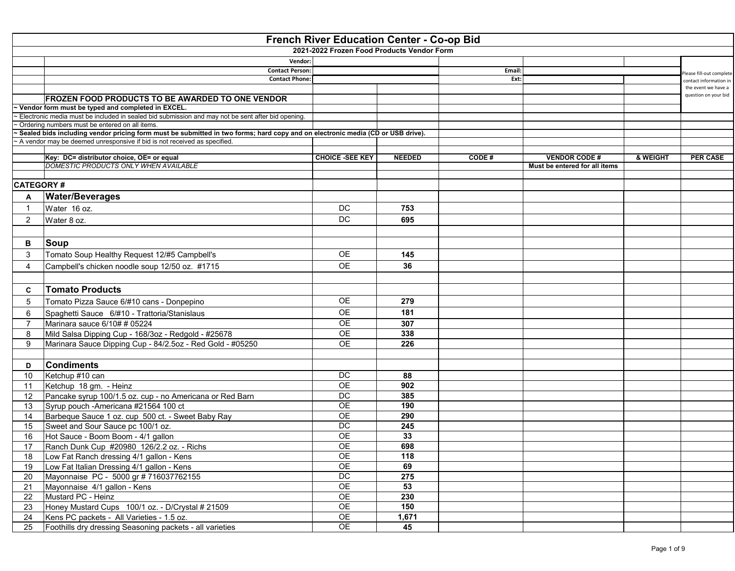# French River Education Center - Co-op Bid

## 2021-2022 Frozen Food Products Vendor Form

| | | | | | | |
|---|---|---|---|---|---|---|
| Vendor: | | | | | | |
| Contact Person: | | | Email: | | | Please fill-out complete contact information in the event we have a question on your bid |
| Contact Phone: | | | Ext: | | | |

**FROZEN FOOD PRODUCTS TO BE AWARDED TO ONE VENDOR**

- **~ Vendor form must be typed and completed in EXCEL.**
- ~ Electronic media must be included in sealed bid submission and may not be sent after bid opening.
- ~ Ordering numbers must be entered on all items.
- **~ Sealed bids including vendor pricing form must be submitted in two forms; hard copy and on electronic media (CD or USB drive).**
- ~ A vendor may be deemed unresponsive if bid is not received as specified.

| | Key: DC= distributor choice, OE= or equal | CHOICE -SEE KEY | NEEDED | CODE # | VENDOR CODE # | & WEIGHT | PER CASE |
|---|---|---|---|---|---|---|---|
| | *DOMESTIC PRODUCTS ONLY WHEN AVAILABLE* | | | | Must be entered for all items | | |
| **CATEGORY #** | | | | | | | |
| **A** | **Water/Beverages** | | | | | | |
| 1 | Water 16 oz. | DC | 753 | | | | |
| 2 | Water 8 oz. | DC | 695 | | | | |
| **B** | **Soup** | | | | | | |
| 3 | Tomato Soup Healthy Request 12/#5 Campbell's | OE | 145 | | | | |
| 4 | Campbell's chicken noodle soup 12/50 oz. #1715 | OE | 36 | | | | |
| **C** | **Tomato Products** | | | | | | |
| 5 | Tomato Pizza Sauce 6/#10 cans - Donpepino | OE | 279 | | | | |
| 6 | Spaghetti Sauce 6/#10 - Trattoria/Stanislaus | OE | 181 | | | | |
| 7 | Marinara sauce 6/10# # 05224 | OE | 307 | | | | |
| 8 | Mild Salsa Dipping Cup - 168/3oz - Redgold - #25678 | OE | 338 | | | | |
| 9 | Marinara Sauce Dipping Cup - 84/2.5oz - Red Gold - #05250 | OE | 226 | | | | |
| **D** | **Condiments** | | | | | | |
| 10 | Ketchup #10 can | DC | 88 | | | | |
| 11 | Ketchup 18 gm. - Heinz | OE | 902 | | | | |
| 12 | Pancake syrup 100/1.5 oz. cup - no Americana or Red Barn | DC | 385 | | | | |
| 13 | Syrup pouch -Americana #21564 100 ct | OE | 190 | | | | |
| 14 | Barbeque Sauce 1 oz. cup 500 ct. - Sweet Baby Ray | OE | 290 | | | | |
| 15 | Sweet and Sour Sauce pc 100/1 oz. | DC | 245 | | | | |
| 16 | Hot Sauce - Boom Boom - 4/1 gallon | OE | 33 | | | | |
| 17 | Ranch Dunk Cup #20980 126/2.2 oz. - Richs | OE | 698 | | | | |
| 18 | Low Fat Ranch dressing 4/1 gallon - Kens | OE | 118 | | | | |
| 19 | Low Fat Italian Dressing 4/1 gallon - Kens | OE | 69 | | | | |
| 20 | Mayonnaise PC - 5000 gr # 716037762155 | DC | 275 | | | | |
| 21 | Mayonnaise 4/1 gallon - Kens | OE | 53 | | | | |
| 22 | Mustard PC - Heinz | OE | 230 | | | | |
| 23 | Honey Mustard Cups 100/1 oz. - D/Crystal # 21509 | OE | 150 | | | | |
| 24 | Kens PC packets - All Varieties - 1.5 oz. | OE | 1,671 | | | | |
| 25 | Foothills dry dressing Seasoning packets - all varieties | OE | 45 | | | | |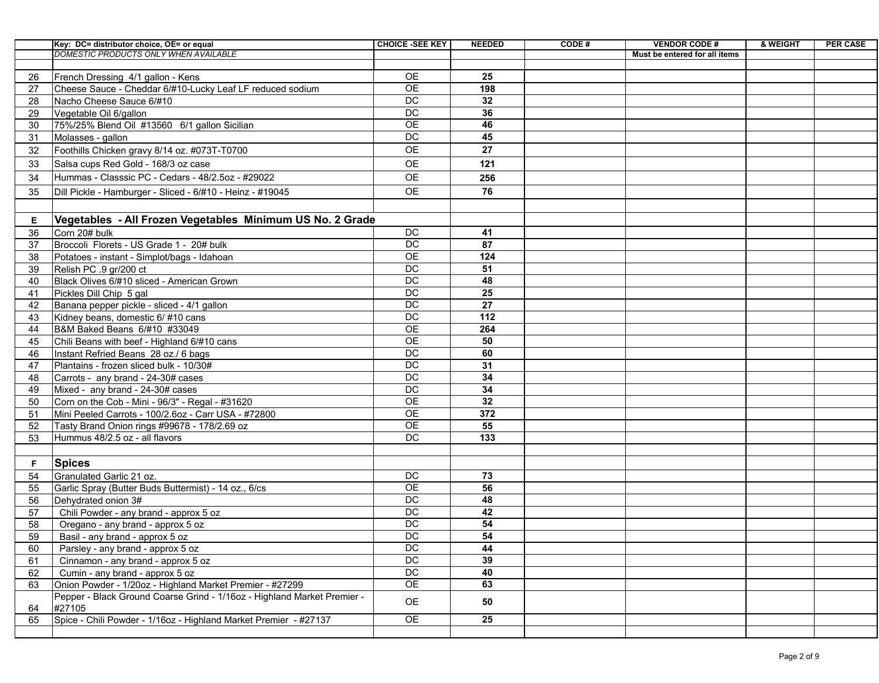| | Key: DC= distributor choice, OE= or equal | CHOICE -SEE KEY | NEEDED | CODE # | VENDOR CODE # | & WEIGHT | PER CASE |
|---|---|---|---|---|---|---|---|
| | *DOMESTIC PRODUCTS ONLY WHEN AVAILABLE* | | | | **Must be entered for all items** | | |
| | | | | | | | |
| 26 | French Dressing 4/1 gallon - Kens | OE | **25** | | | | |
| 27 | Cheese Sauce - Cheddar 6/#10-Lucky Leaf LF reduced sodium | OE | **198** | | | | |
| 28 | Nacho Cheese Sauce 6/#10 | DC | **32** | | | | |
| 29 | Vegetable Oil 6/gallon | DC | **36** | | | | |
| 30 | 75%/25% Blend Oil #13560 6/1 gallon Sicilian | OE | **46** | | | | |
| 31 | Molasses - gallon | DC | **45** | | | | |
| 32 | Foothills Chicken gravy 8/14 oz. #073T-T0700 | OE | **27** | | | | |
| 33 | Salsa cups Red Gold - 168/3 oz case | OE | **121** | | | | |
| 34 | Hummas - Classsic PC - Cedars - 48/2.5oz - #29022 | OE | **256** | | | | |
| 35 | Dill Pickle - Hamburger - Sliced - 6/#10 - Heinz - #19045 | OE | **76** | | | | |
| | | | | | | | |
| **E** | **Vegetables - All Frozen Vegetables Minimum US No. 2 Grade** | | | | | | |
| 36 | Corn 20# bulk | DC | **41** | | | | |
| 37 | Broccoli Florets - US Grade 1 - 20# bulk | DC | **87** | | | | |
| 38 | Potatoes - instant - Simplot/bags - Idahoan | OE | **124** | | | | |
| 39 | Relish PC .9 gr/200 ct | DC | **51** | | | | |
| 40 | Black Olives 6/#10 sliced - American Grown | DC | **48** | | | | |
| 41 | Pickles Dill Chip 5 gal | DC | **25** | | | | |
| 42 | Banana pepper pickle - sliced - 4/1 gallon | DC | **27** | | | | |
| 43 | Kidney beans, domestic 6/ #10 cans | DC | **112** | | | | |
| 44 | B&M Baked Beans 6/#10 #33049 | OE | **264** | | | | |
| 45 | Chili Beans with beef - Highland 6/#10 cans | OE | **50** | | | | |
| 46 | Instant Refried Beans 28 oz./ 6 bags | DC | **60** | | | | |
| 47 | Plantains - frozen sliced bulk - 10/30# | DC | **31** | | | | |
| 48 | Carrots - any brand - 24-30# cases | DC | **34** | | | | |
| 49 | Mixed - any brand - 24-30# cases | DC | **34** | | | | |
| 50 | Corn on the Cob - Mini - 96/3" - Regal - #31620 | OE | **32** | | | | |
| 51 | Mini Peeled Carrots - 100/2.6oz - Carr USA - #72800 | OE | **372** | | | | |
| 52 | Tasty Brand Onion rings #99678 - 178/2.69 oz | OE | **55** | | | | |
| 53 | Hummus 48/2.5 oz - all flavors | DC | **133** | | | | |
| | | | | | | | |
| **F** | **Spices** | | | | | | |
| 54 | Granulated Garlic 21 oz. | DC | **73** | | | | |
| 55 | Garlic Spray (Butter Buds Buttermist) - 14 oz., 6/cs | OE | **56** | | | | |
| 56 | Dehydrated onion 3# | DC | **48** | | | | |
| 57 | Chili Powder - any brand - approx 5 oz | DC | **42** | | | | |
| 58 | Oregano - any brand - approx 5 oz | DC | **54** | | | | |
| 59 | Basil - any brand - approx 5 oz | DC | **54** | | | | |
| 60 | Parsley - any brand - approx 5 oz | DC | **44** | | | | |
| 61 | Cinnamon - any brand - approx 5 oz | DC | **39** | | | | |
| 62 | Cumin - any brand - approx 5 oz | DC | **40** | | | | |
| 63 | Onion Powder - 1/20oz - Highland Market Premier - #27299 | OE | **63** | | | | |
| 64 | Pepper - Black Ground Coarse Grind - 1/16oz - Highland Market Premier - #27105 | OE | **50** | | | | |
| 65 | Spice - Chili Powder - 1/16oz - Highland Market Premier - #27137 | OE | **25** | | | | |
| | | | | | | | |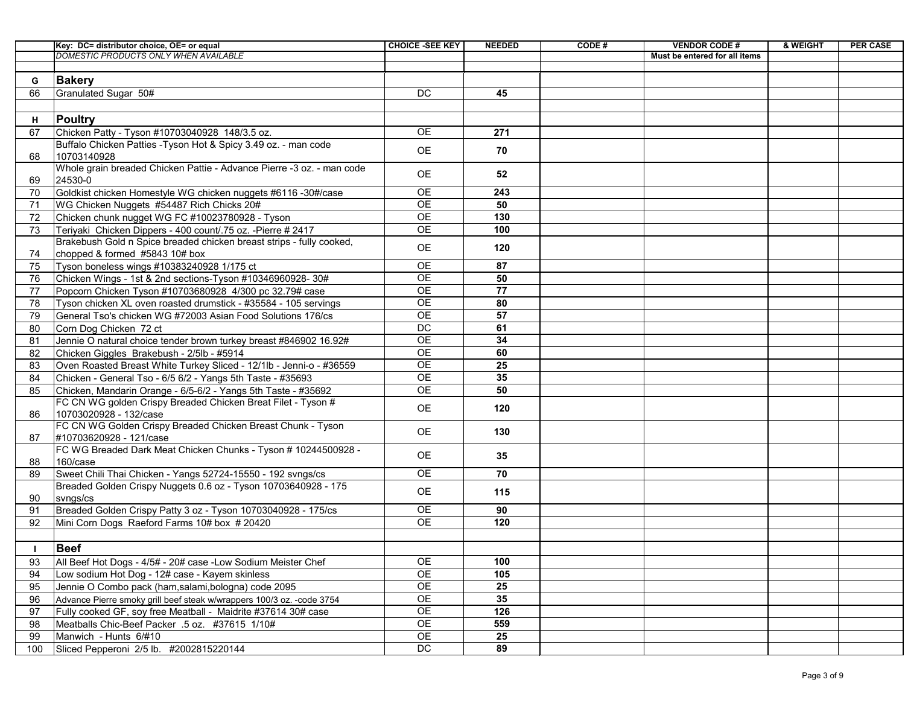| | Key: DC= distributor choice, OE= or equal | CHOICE -SEE KEY | NEEDED | CODE # | VENDOR CODE # | & WEIGHT | PER CASE |
|---|---|---|---|---|---|---|---|
| | *DOMESTIC PRODUCTS ONLY WHEN AVAILABLE* | | | | **Must be entered for all items** | | |
| | | | | | | | |
| **G** | **Bakery** | | | | | | |
| 66 | Granulated Sugar 50# | DC | **45** | | | | |
| | | | | | | | |
| **H** | **Poultry** | | | | | | |
| 67 | Chicken Patty - Tyson #10703040928 148/3.5 oz. | OE | **271** | | | | |
| 68 | Buffalo Chicken Patties -Tyson Hot & Spicy 3.49 oz. - man code 10703140928 | OE | **70** | | | | |
| 69 | Whole grain breaded Chicken Pattie - Advance Pierre -3 oz. - man code 24530-0 | OE | **52** | | | | |
| 70 | Goldkist chicken Homestyle WG chicken nuggets #6116 -30#/case | OE | **243** | | | | |
| 71 | WG Chicken Nuggets #54487 Rich Chicks 20# | OE | **50** | | | | |
| 72 | Chicken chunk nugget WG FC #10023780928 - Tyson | OE | **130** | | | | |
| 73 | Teriyaki Chicken Dippers - 400 count/.75 oz. -Pierre # 2417 | OE | **100** | | | | |
| 74 | Brakebush Gold n Spice breaded chicken breast strips - fully cooked, chopped & formed #5843 10# box | OE | **120** | | | | |
| 75 | Tyson boneless wings #10383240928 1/175 ct | OE | **87** | | | | |
| 76 | Chicken Wings - 1st & 2nd sections-Tyson #10346960928- 30# | OE | **50** | | | | |
| 77 | Popcorn Chicken Tyson #10703680928 4/300 pc 32.79# case | OE | **77** | | | | |
| 78 | Tyson chicken XL oven roasted drumstick - #35584 - 105 servings | OE | **80** | | | | |
| 79 | General Tso's chicken WG #72003 Asian Food Solutions 176/cs | OE | **57** | | | | |
| 80 | Corn Dog Chicken 72 ct | DC | **61** | | | | |
| 81 | Jennie O natural choice tender brown turkey breast #846902 16.92# | OE | **34** | | | | |
| 82 | Chicken Giggles Brakebush - 2/5lb - #5914 | OE | **60** | | | | |
| 83 | Oven Roasted Breast White Turkey Sliced - 12/1lb - Jenni-o - #36559 | OE | **25** | | | | |
| 84 | Chicken - General Tso - 6/5 6/2 - Yangs 5th Taste - #35693 | OE | **35** | | | | |
| 85 | Chicken, Mandarin Orange - 6/5-6/2 - Yangs 5th Taste - #35692 | OE | **50** | | | | |
| 86 | FC CN WG golden Crispy Breaded Chicken Breat Filet - Tyson # 10703020928 - 132/case | OE | **120** | | | | |
| 87 | FC CN WG Golden Crispy Breaded Chicken Breast Chunk - Tyson #10703620928 - 121/case | OE | **130** | | | | |
| 88 | FC WG Breaded Dark Meat Chicken Chunks - Tyson # 10244500928 - 160/case | OE | **35** | | | | |
| 89 | Sweet Chili Thai Chicken - Yangs 52724-15550 - 192 svngs/cs | OE | **70** | | | | |
| 90 | Breaded Golden Crispy Nuggets 0.6 oz - Tyson 10703640928 - 175 svngs/cs | OE | **115** | | | | |
| 91 | Breaded Golden Crispy Patty 3 oz - Tyson 10703040928 - 175/cs | OE | **90** | | | | |
| 92 | Mini Corn Dogs Raeford Farms 10# box # 20420 | OE | **120** | | | | |
| | | | | | | | |
| **I** | **Beef** | | | | | | |
| 93 | All Beef Hot Dogs - 4/5# - 20# case -Low Sodium Meister Chef | OE | **100** | | | | |
| 94 | Low sodium Hot Dog - 12# case - Kayem skinless | OE | **105** | | | | |
| 95 | Jennie O Combo pack (ham,salami,bologna) code 2095 | OE | **25** | | | | |
| 96 | Advance Pierre smoky grill beef steak w/wrappers 100/3 oz. -code 3754 | OE | **35** | | | | |
| 97 | Fully cooked GF, soy free Meatball - Maidrite #37614 30# case | OE | **126** | | | | |
| 98 | Meatballs Chic-Beef Packer .5 oz. #37615 1/10# | OE | **559** | | | | |
| 99 | Manwich - Hunts 6/#10 | OE | **25** | | | | |
| 100 | Sliced Pepperoni 2/5 lb. #2002815220144 | DC | **89** | | | | |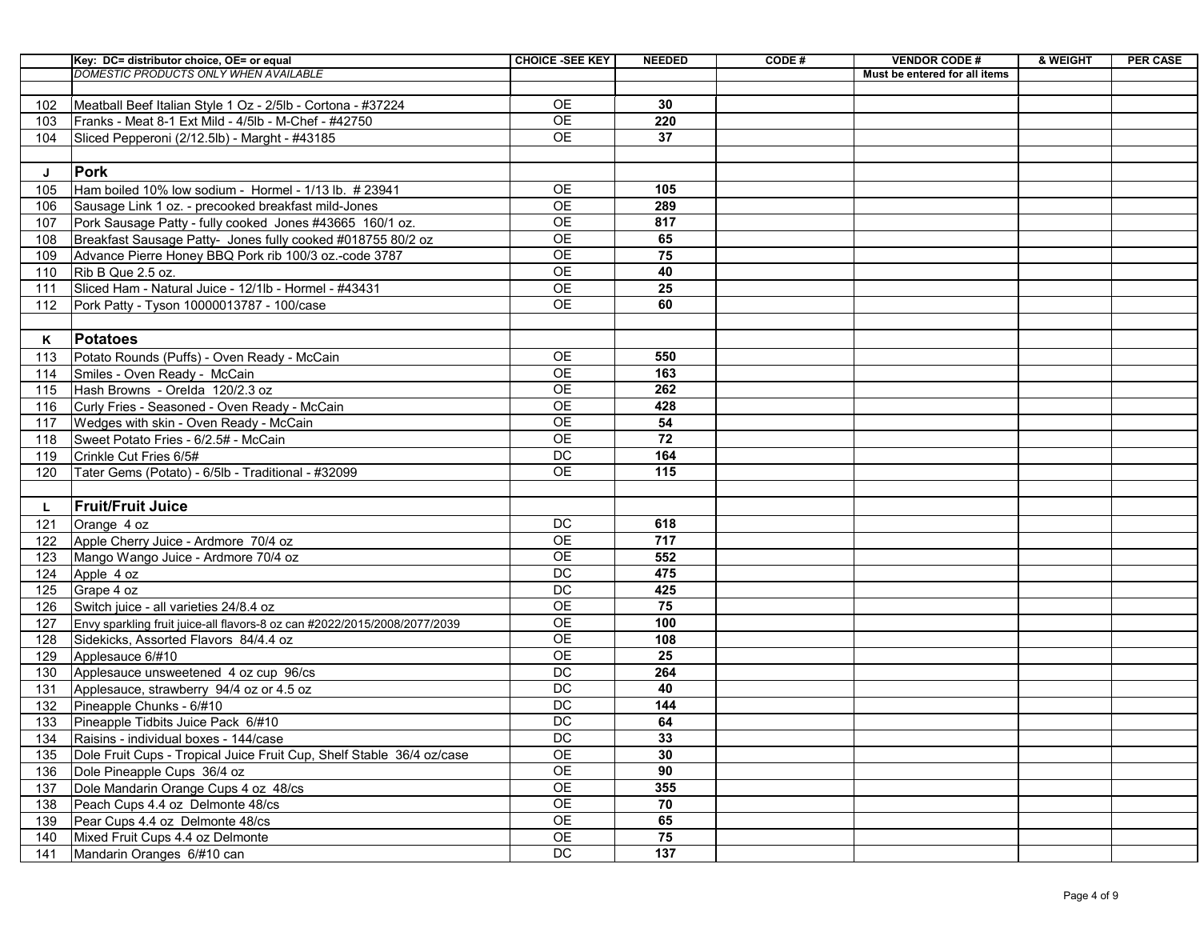|  | Key: DC= distributor choice, OE= or equal | CHOICE -SEE KEY | NEEDED | CODE # | VENDOR CODE # | & WEIGHT | PER CASE |
|---|---|---|---|---|---|---|---|
|  | *DOMESTIC PRODUCTS ONLY WHEN AVAILABLE* |  |  |  | Must be entered for all items |  |  |
|  |  |  |  |  |  |  |  |
| 102 | Meatball Beef Italian Style 1 Oz - 2/5lb - Cortona - #37224 | OE | 30 |  |  |  |  |
| 103 | Franks - Meat 8-1 Ext Mild - 4/5lb - M-Chef - #42750 | OE | 220 |  |  |  |  |
| 104 | Sliced Pepperoni (2/12.5lb) - Marght - #43185 | OE | 37 |  |  |  |  |
|  |  |  |  |  |  |  |  |
| **J** | **Pork** |  |  |  |  |  |  |
| 105 | Ham boiled 10% low sodium - Hormel - 1/13 lb. # 23941 | OE | 105 |  |  |  |  |
| 106 | Sausage Link 1 oz. - precooked breakfast mild-Jones | OE | 289 |  |  |  |  |
| 107 | Pork Sausage Patty - fully cooked Jones #43665 160/1 oz. | OE | 817 |  |  |  |  |
| 108 | Breakfast Sausage Patty- Jones fully cooked #018755 80/2 oz | OE | 65 |  |  |  |  |
| 109 | Advance Pierre Honey BBQ Pork rib 100/3 oz.-code 3787 | OE | 75 |  |  |  |  |
| 110 | Rib B Que 2.5 oz. | OE | 40 |  |  |  |  |
| 111 | Sliced Ham - Natural Juice - 12/1lb - Hormel - #43431 | OE | 25 |  |  |  |  |
| 112 | Pork Patty - Tyson 10000013787 - 100/case | OE | 60 |  |  |  |  |
|  |  |  |  |  |  |  |  |
| **K** | **Potatoes** |  |  |  |  |  |  |
| 113 | Potato Rounds (Puffs) - Oven Ready - McCain | OE | 550 |  |  |  |  |
| 114 | Smiles - Oven Ready - McCain | OE | 163 |  |  |  |  |
| 115 | Hash Browns - Orelda 120/2.3 oz | OE | 262 |  |  |  |  |
| 116 | Curly Fries - Seasoned - Oven Ready - McCain | OE | 428 |  |  |  |  |
| 117 | Wedges with skin - Oven Ready - McCain | OE | 54 |  |  |  |  |
| 118 | Sweet Potato Fries - 6/2.5# - McCain | OE | 72 |  |  |  |  |
| 119 | Crinkle Cut Fries 6/5# | DC | 164 |  |  |  |  |
| 120 | Tater Gems (Potato) - 6/5lb - Traditional - #32099 | OE | 115 |  |  |  |  |
|  |  |  |  |  |  |  |  |
| **L** | **Fruit/Fruit Juice** |  |  |  |  |  |  |
| 121 | Orange 4 oz | DC | 618 |  |  |  |  |
| 122 | Apple Cherry Juice - Ardmore 70/4 oz | OE | 717 |  |  |  |  |
| 123 | Mango Wango Juice - Ardmore 70/4 oz | OE | 552 |  |  |  |  |
| 124 | Apple 4 oz | DC | 475 |  |  |  |  |
| 125 | Grape 4 oz | DC | 425 |  |  |  |  |
| 126 | Switch juice - all varieties 24/8.4 oz | OE | 75 |  |  |  |  |
| 127 | Envy sparkling fruit juice-all flavors-8 oz can #2022/2015/2008/2077/2039 | OE | 100 |  |  |  |  |
| 128 | Sidekicks, Assorted Flavors 84/4.4 oz | OE | 108 |  |  |  |  |
| 129 | Applesauce 6/#10 | OE | 25 |  |  |  |  |
| 130 | Applesauce unsweetened 4 oz cup 96/cs | DC | 264 |  |  |  |  |
| 131 | Applesauce, strawberry 94/4 oz or 4.5 oz | DC | 40 |  |  |  |  |
| 132 | Pineapple Chunks - 6/#10 | DC | 144 |  |  |  |  |
| 133 | Pineapple Tidbits Juice Pack 6/#10 | DC | 64 |  |  |  |  |
| 134 | Raisins - individual boxes - 144/case | DC | 33 |  |  |  |  |
| 135 | Dole Fruit Cups - Tropical Juice Fruit Cup, Shelf Stable 36/4 oz/case | OE | 30 |  |  |  |  |
| 136 | Dole Pineapple Cups 36/4 oz | OE | 90 |  |  |  |  |
| 137 | Dole Mandarin Orange Cups 4 oz 48/cs | OE | 355 |  |  |  |  |
| 138 | Peach Cups 4.4 oz Delmonte 48/cs | OE | 70 |  |  |  |  |
| 139 | Pear Cups 4.4 oz Delmonte 48/cs | OE | 65 |  |  |  |  |
| 140 | Mixed Fruit Cups 4.4 oz Delmonte | OE | 75 |  |  |  |  |
| 141 | Mandarin Oranges 6/#10 can | DC | 137 |  |  |  |  |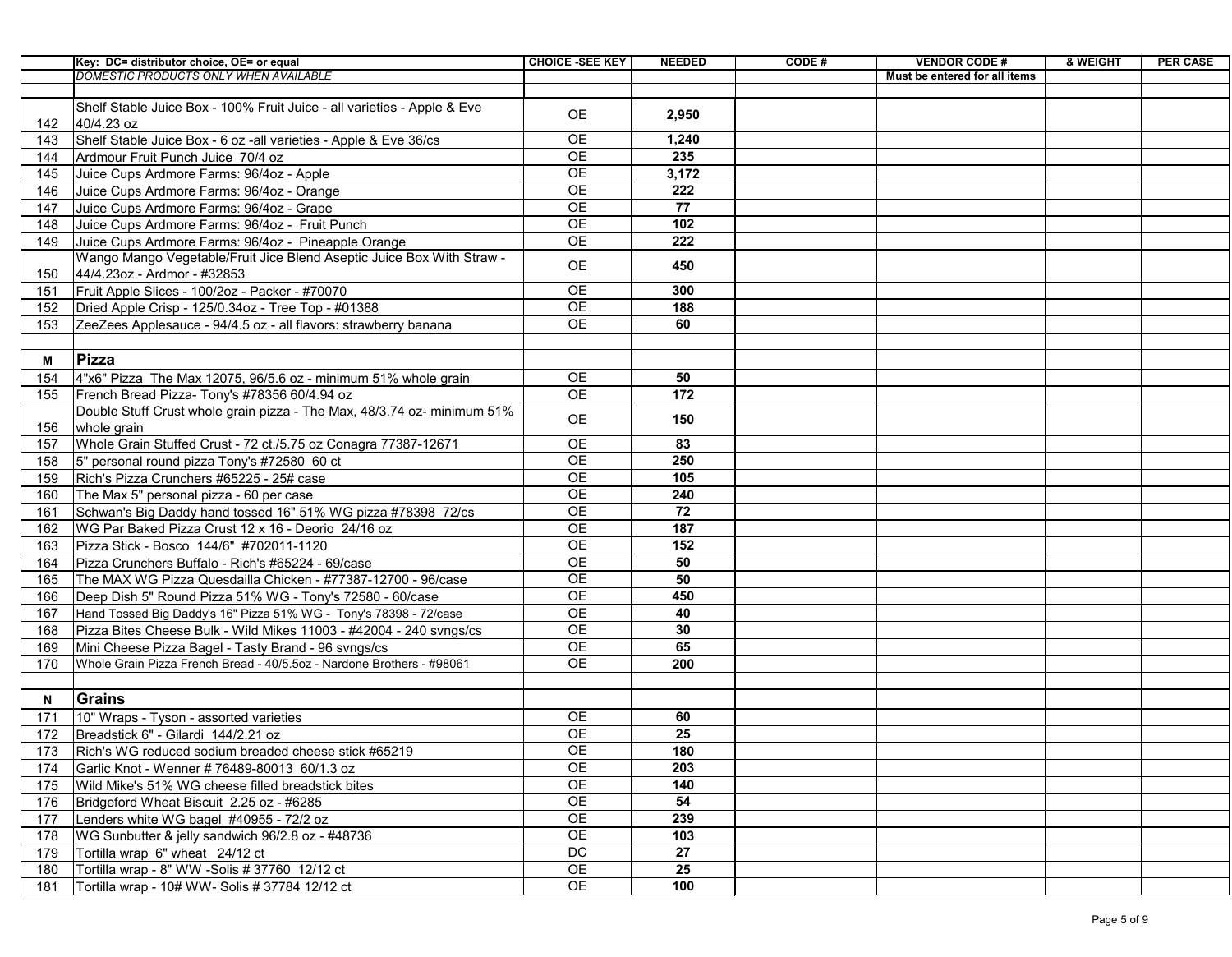|  | Key: DC= distributor choice, OE= or equal | CHOICE -SEE KEY | NEEDED | CODE # | VENDOR CODE # | & WEIGHT | PER CASE |
|---|---|---|---|---|---|---|---|
|  | *DOMESTIC PRODUCTS ONLY WHEN AVAILABLE* |  |  |  | **Must be entered for all items** |  |  |
|  |  |  |  |  |  |  |  |
| 142 | Shelf Stable Juice Box - 100% Fruit Juice - all varieties - Apple & Eve 40/4.23 oz | OE | **2,950** |  |  |  |  |
| 143 | Shelf Stable Juice Box - 6 oz -all varieties - Apple & Eve 36/cs | OE | **1,240** |  |  |  |  |
| 144 | Ardmour Fruit Punch Juice 70/4 oz | OE | **235** |  |  |  |  |
| 145 | Juice Cups Ardmore Farms: 96/4oz - Apple | OE | **3,172** |  |  |  |  |
| 146 | Juice Cups Ardmore Farms: 96/4oz - Orange | OE | **222** |  |  |  |  |
| 147 | Juice Cups Ardmore Farms: 96/4oz - Grape | OE | **77** |  |  |  |  |
| 148 | Juice Cups Ardmore Farms: 96/4oz - Fruit Punch | OE | **102** |  |  |  |  |
| 149 | Juice Cups Ardmore Farms: 96/4oz - Pineapple Orange | OE | **222** |  |  |  |  |
| 150 | Wango Mango Vegetable/Fruit Jice Blend Aseptic Juice Box With Straw - 44/4.23oz - Ardmor - #32853 | OE | **450** |  |  |  |  |
| 151 | Fruit Apple Slices - 100/2oz - Packer - #70070 | OE | **300** |  |  |  |  |
| 152 | Dried Apple Crisp - 125/0.34oz - Tree Top - #01388 | OE | **188** |  |  |  |  |
| 153 | ZeeZees Applesauce - 94/4.5 oz - all flavors: strawberry banana | OE | **60** |  |  |  |  |
|  |  |  |  |  |  |  |  |
| **M** | **Pizza** |  |  |  |  |  |  |
| 154 | 4"x6" Pizza The Max 12075, 96/5.6 oz - minimum 51% whole grain | OE | **50** |  |  |  |  |
| 155 | French Bread Pizza- Tony's #78356 60/4.94 oz | OE | **172** |  |  |  |  |
| 156 | Double Stuff Crust whole grain pizza - The Max, 48/3.74 oz- minimum 51% whole grain | OE | **150** |  |  |  |  |
| 157 | Whole Grain Stuffed Crust - 72 ct./5.75 oz Conagra 77387-12671 | OE | **83** |  |  |  |  |
| 158 | 5" personal round pizza Tony's #72580 60 ct | OE | **250** |  |  |  |  |
| 159 | Rich's Pizza Crunchers #65225 - 25# case | OE | **105** |  |  |  |  |
| 160 | The Max 5" personal pizza - 60 per case | OE | **240** |  |  |  |  |
| 161 | Schwan's Big Daddy hand tossed 16" 51% WG pizza #78398 72/cs | OE | **72** |  |  |  |  |
| 162 | WG Par Baked Pizza Crust 12 x 16 - Deorio 24/16 oz | OE | **187** |  |  |  |  |
| 163 | Pizza Stick - Bosco 144/6" #702011-1120 | OE | **152** |  |  |  |  |
| 164 | Pizza Crunchers Buffalo - Rich's #65224 - 69/case | OE | **50** |  |  |  |  |
| 165 | The MAX WG Pizza Quesdailla Chicken - #77387-12700 - 96/case | OE | **50** |  |  |  |  |
| 166 | Deep Dish 5" Round Pizza 51% WG - Tony's 72580 - 60/case | OE | **450** |  |  |  |  |
| 167 | Hand Tossed Big Daddy's 16" Pizza 51% WG - Tony's 78398 - 72/case | OE | **40** |  |  |  |  |
| 168 | Pizza Bites Cheese Bulk - Wild Mikes 11003 - #42004 - 240 svngs/cs | OE | **30** |  |  |  |  |
| 169 | Mini Cheese Pizza Bagel - Tasty Brand - 96 svngs/cs | OE | **65** |  |  |  |  |
| 170 | Whole Grain Pizza French Bread - 40/5.5oz - Nardone Brothers - #98061 | OE | **200** |  |  |  |  |
|  |  |  |  |  |  |  |  |
| **N** | **Grains** |  |  |  |  |  |  |
| 171 | 10" Wraps - Tyson - assorted varieties | OE | **60** |  |  |  |  |
| 172 | Breadstick 6" - Gilardi 144/2.21 oz | OE | **25** |  |  |  |  |
| 173 | Rich's WG reduced sodium breaded cheese stick #65219 | OE | **180** |  |  |  |  |
| 174 | Garlic Knot - Wenner # 76489-80013 60/1.3 oz | OE | **203** |  |  |  |  |
| 175 | Wild Mike's 51% WG cheese filled breadstick bites | OE | **140** |  |  |  |  |
| 176 | Bridgeford Wheat Biscuit 2.25 oz - #6285 | OE | **54** |  |  |  |  |
| 177 | Lenders white WG bagel #40955 - 72/2 oz | OE | **239** |  |  |  |  |
| 178 | WG Sunbutter & jelly sandwich 96/2.8 oz - #48736 | OE | **103** |  |  |  |  |
| 179 | Tortilla wrap 6" wheat 24/12 ct | DC | **27** |  |  |  |  |
| 180 | Tortilla wrap - 8" WW -Solis # 37760 12/12 ct | OE | **25** |  |  |  |  |
| 181 | Tortilla wrap - 10# WW- Solis # 37784 12/12 ct | OE | **100** |  |  |  |  |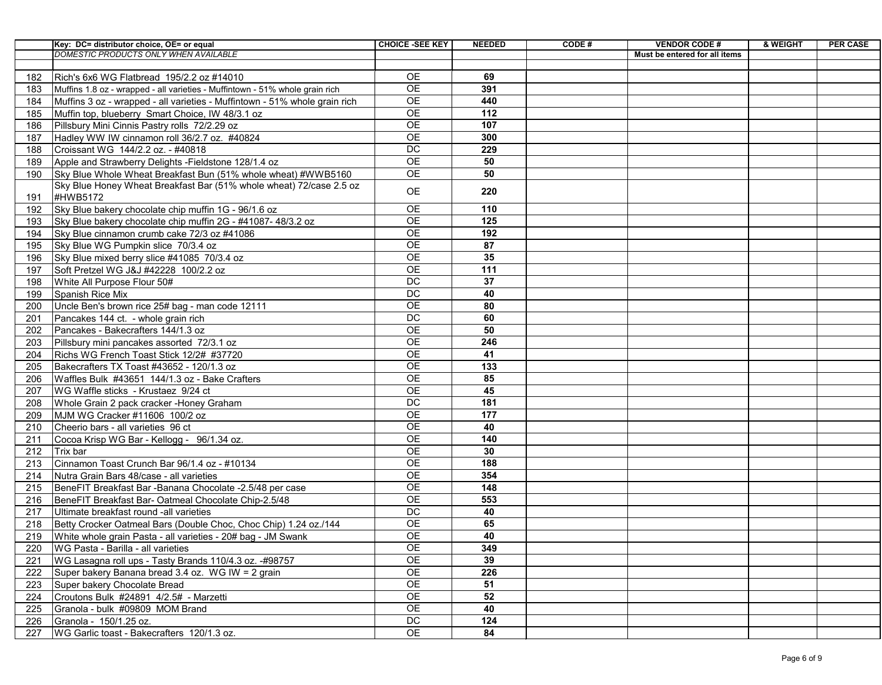|  | Key: DC= distributor choice, OE= or equal | CHOICE -SEE KEY | NEEDED | CODE # | VENDOR CODE # | & WEIGHT | PER CASE |
|---|---|---|---|---|---|---|---|
|  | *DOMESTIC PRODUCTS ONLY WHEN AVAILABLE* |  |  |  | Must be entered for all items |  |  |
|  |  |  |  |  |  |  |  |
| 182 | Rich's 6x6 WG Flatbread 195/2.2 oz #14010 | OE | 69 |  |  |  |  |
| 183 | Muffins 1.8 oz - wrapped - all varieties - Muffintown - 51% whole grain rich | OE | 391 |  |  |  |  |
| 184 | Muffins 3 oz - wrapped - all varieties - Muffintown - 51% whole grain rich | OE | 440 |  |  |  |  |
| 185 | Muffin top, blueberry Smart Choice, IW 48/3.1 oz | OE | 112 |  |  |  |  |
| 186 | Pillsbury Mini Cinnis Pastry rolls 72/2.29 oz | OE | 107 |  |  |  |  |
| 187 | Hadley WW IW cinnamon roll 36/2.7 oz. #40824 | OE | 300 |  |  |  |  |
| 188 | Croissant WG 144/2.2 oz. - #40818 | DC | 229 |  |  |  |  |
| 189 | Apple and Strawberry Delights -Fieldstone 128/1.4 oz | OE | 50 |  |  |  |  |
| 190 | Sky Blue Whole Wheat Breakfast Bun (51% whole wheat) #WWB5160 | OE | 50 |  |  |  |  |
| 191 | Sky Blue Honey Wheat Breakfast Bar (51% whole wheat) 72/case 2.5 oz #HWB5172 | OE | 220 |  |  |  |  |
| 192 | Sky Blue bakery chocolate chip muffin 1G - 96/1.6 oz | OE | 110 |  |  |  |  |
| 193 | Sky Blue bakery chocolate chip muffin 2G - #41087- 48/3.2 oz | OE | 125 |  |  |  |  |
| 194 | Sky Blue cinnamon crumb cake 72/3 oz #41086 | OE | 192 |  |  |  |  |
| 195 | Sky Blue WG Pumpkin slice 70/3.4 oz | OE | 87 |  |  |  |  |
| 196 | Sky Blue mixed berry slice #41085 70/3.4 oz | OE | 35 |  |  |  |  |
| 197 | Soft Pretzel WG J&J #42228 100/2.2 oz | OE | 111 |  |  |  |  |
| 198 | White All Purpose Flour 50# | DC | 37 |  |  |  |  |
| 199 | Spanish Rice Mix | DC | 40 |  |  |  |  |
| 200 | Uncle Ben's brown rice 25# bag - man code 12111 | OE | 80 |  |  |  |  |
| 201 | Pancakes 144 ct. - whole grain rich | DC | 60 |  |  |  |  |
| 202 | Pancakes - Bakecrafters 144/1.3 oz | OE | 50 |  |  |  |  |
| 203 | Pillsbury mini pancakes assorted 72/3.1 oz | OE | 246 |  |  |  |  |
| 204 | Richs WG French Toast Stick 12/2# #37720 | OE | 41 |  |  |  |  |
| 205 | Bakecrafters TX Toast #43652 - 120/1.3 oz | OE | 133 |  |  |  |  |
| 206 | Waffles Bulk #43651 144/1.3 oz - Bake Crafters | OE | 85 |  |  |  |  |
| 207 | WG Waffle sticks - Krustaez 9/24 ct | OE | 45 |  |  |  |  |
| 208 | Whole Grain 2 pack cracker -Honey Graham | DC | 181 |  |  |  |  |
| 209 | MJM WG Cracker #11606 100/2 oz | OE | 177 |  |  |  |  |
| 210 | Cheerio bars - all varieties 96 ct | OE | 40 |  |  |  |  |
| 211 | Cocoa Krisp WG Bar - Kellogg - 96/1.34 oz. | OE | 140 |  |  |  |  |
| 212 | Trix bar | OE | 30 |  |  |  |  |
| 213 | Cinnamon Toast Crunch Bar 96/1.4 oz - #10134 | OE | 188 |  |  |  |  |
| 214 | Nutra Grain Bars 48/case - all varieties | OE | 354 |  |  |  |  |
| 215 | BeneFIT Breakfast Bar -Banana Chocolate -2.5/48 per case | OE | 148 |  |  |  |  |
| 216 | BeneFIT Breakfast Bar- Oatmeal Chocolate Chip-2.5/48 | OE | 553 |  |  |  |  |
| 217 | Ultimate breakfast round -all varieties | DC | 40 |  |  |  |  |
| 218 | Betty Crocker Oatmeal Bars (Double Choc, Choc Chip) 1.24 oz./144 | OE | 65 |  |  |  |  |
| 219 | White whole grain Pasta - all varieties - 20# bag - JM Swank | OE | 40 |  |  |  |  |
| 220 | WG Pasta - Barilla - all varieties | OE | 349 |  |  |  |  |
| 221 | WG Lasagna roll ups - Tasty Brands 110/4.3 oz. -#98757 | OE | 39 |  |  |  |  |
| 222 | Super bakery Banana bread 3.4 oz. WG IW = 2 grain | OE | 226 |  |  |  |  |
| 223 | Super bakery Chocolate Bread | OE | 51 |  |  |  |  |
| 224 | Croutons Bulk #24891 4/2.5# - Marzetti | OE | 52 |  |  |  |  |
| 225 | Granola - bulk #09809 MOM Brand | OE | 40 |  |  |  |  |
| 226 | Granola - 150/1.25 oz. | DC | 124 |  |  |  |  |
| 227 | WG Garlic toast - Bakecrafters 120/1.3 oz. | OE | 84 |  |  |  |  |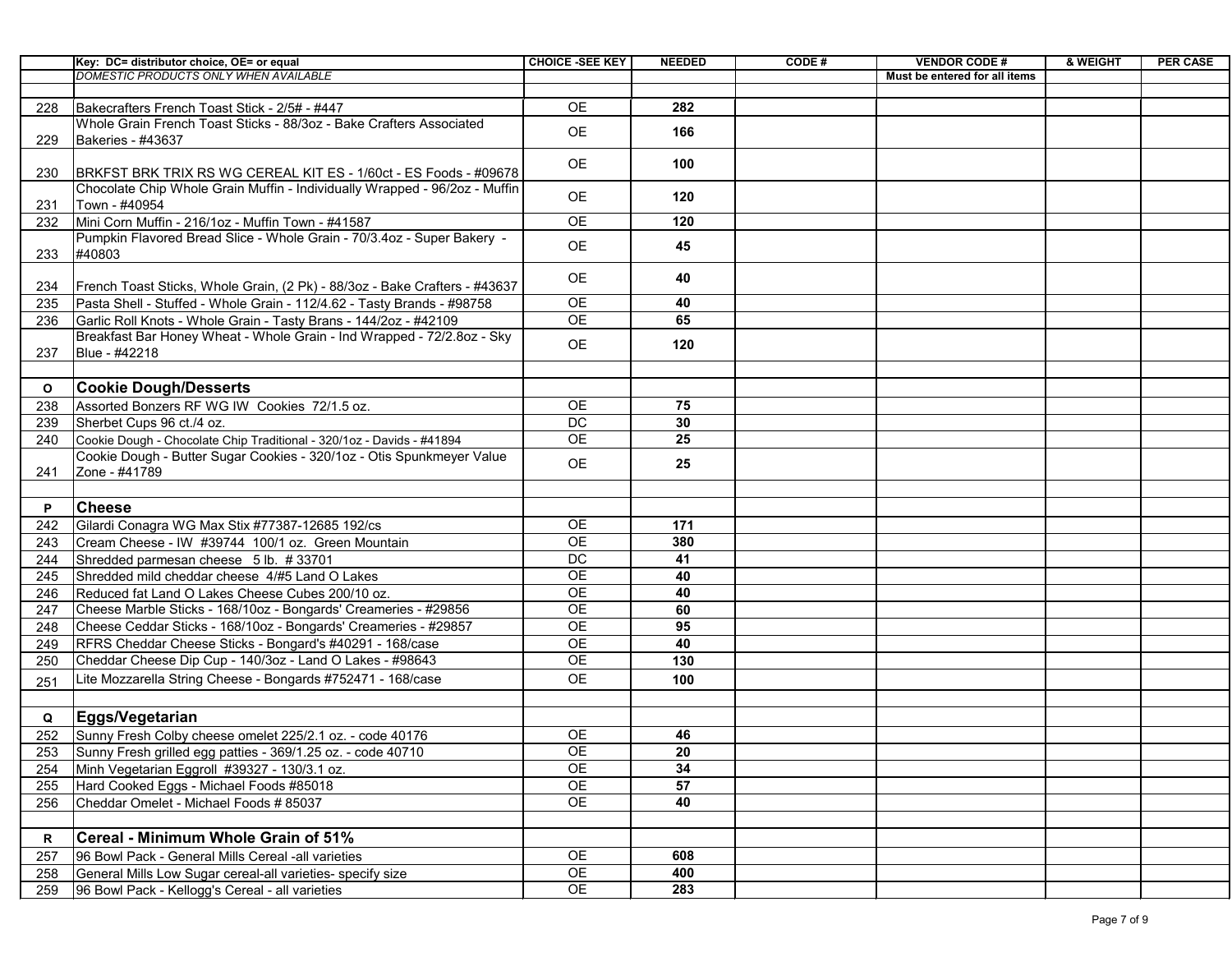| | Key: DC= distributor choice, OE= or equal | CHOICE -SEE KEY | NEEDED | CODE # | VENDOR CODE # | & WEIGHT | PER CASE |
|---|---|---|---|---|---|---|---|
| | *DOMESTIC PRODUCTS ONLY WHEN AVAILABLE* | | | | Must be entered for all items | | |
| | | | | | | | |
| 228 | Bakecrafters French Toast Stick - 2/5# - #447 | OE | 282 | | | | |
| 229 | Whole Grain French Toast Sticks - 88/3oz - Bake Crafters Associated Bakeries - #43637 | OE | 166 | | | | |
| 230 | BRKFST BRK TRIX RS WG CEREAL KIT ES - 1/60ct - ES Foods - #09678 | OE | 100 | | | | |
| 231 | Chocolate Chip Whole Grain Muffin - Individually Wrapped - 96/2oz - Muffin Town - #40954 | OE | 120 | | | | |
| 232 | Mini Corn Muffin - 216/1oz - Muffin Town - #41587 | OE | 120 | | | | |
| 233 | Pumpkin Flavored Bread Slice - Whole Grain - 70/3.4oz - Super Bakery - #40803 | OE | 45 | | | | |
| 234 | French Toast Sticks, Whole Grain, (2 Pk) - 88/3oz - Bake Crafters - #43637 | OE | 40 | | | | |
| 235 | Pasta Shell - Stuffed - Whole Grain - 112/4.62 - Tasty Brands - #98758 | OE | 40 | | | | |
| 236 | Garlic Roll Knots - Whole Grain - Tasty Brans - 144/2oz - #42109 | OE | 65 | | | | |
| 237 | Breakfast Bar Honey Wheat - Whole Grain - Ind Wrapped - 72/2.8oz - Sky Blue - #42218 | OE | 120 | | | | |
| | | | | | | | |
| **O** | **Cookie Dough/Desserts** | | | | | | |
| 238 | Assorted Bonzers RF WG IW Cookies 72/1.5 oz. | OE | 75 | | | | |
| 239 | Sherbet Cups 96 ct./4 oz. | DC | 30 | | | | |
| 240 | Cookie Dough - Chocolate Chip Traditional - 320/1oz - Davids - #41894 | OE | 25 | | | | |
| 241 | Cookie Dough - Butter Sugar Cookies - 320/1oz - Otis Spunkmeyer Value Zone - #41789 | OE | 25 | | | | |
| | | | | | | | |
| **P** | **Cheese** | | | | | | |
| 242 | Gilardi Conagra WG Max Stix #77387-12685 192/cs | OE | 171 | | | | |
| 243 | Cream Cheese - IW #39744 100/1 oz. Green Mountain | OE | 380 | | | | |
| 244 | Shredded parmesan cheese 5 lb. # 33701 | DC | 41 | | | | |
| 245 | Shredded mild cheddar cheese 4/#5 Land O Lakes | OE | 40 | | | | |
| 246 | Reduced fat Land O Lakes Cheese Cubes 200/10 oz. | OE | 40 | | | | |
| 247 | Cheese Marble Sticks - 168/10oz - Bongards' Creameries - #29856 | OE | 60 | | | | |
| 248 | Cheese Ceddar Sticks - 168/10oz - Bongards' Creameries - #29857 | OE | 95 | | | | |
| 249 | RFRS Cheddar Cheese Sticks - Bongard's #40291 - 168/case | OE | 40 | | | | |
| 250 | Cheddar Cheese Dip Cup - 140/3oz - Land O Lakes - #98643 | OE | 130 | | | | |
| 251 | Lite Mozzarella String Cheese - Bongards #752471 - 168/case | OE | 100 | | | | |
| | | | | | | | |
| **Q** | **Eggs/Vegetarian** | | | | | | |
| 252 | Sunny Fresh Colby cheese omelet 225/2.1 oz. - code 40176 | OE | 46 | | | | |
| 253 | Sunny Fresh grilled egg patties - 369/1.25 oz. - code 40710 | OE | 20 | | | | |
| 254 | Minh Vegetarian Eggroll #39327 - 130/3.1 oz. | OE | 34 | | | | |
| 255 | Hard Cooked Eggs - Michael Foods #85018 | OE | 57 | | | | |
| 256 | Cheddar Omelet - Michael Foods # 85037 | OE | 40 | | | | |
| | | | | | | | |
| **R** | **Cereal - Minimum Whole Grain of 51%** | | | | | | |
| 257 | 96 Bowl Pack - General Mills Cereal -all varieties | OE | 608 | | | | |
| 258 | General Mills Low Sugar cereal-all varieties- specify size | OE | 400 | | | | |
| 259 | 96 Bowl Pack - Kellogg's Cereal - all varieties | OE | 283 | | | | |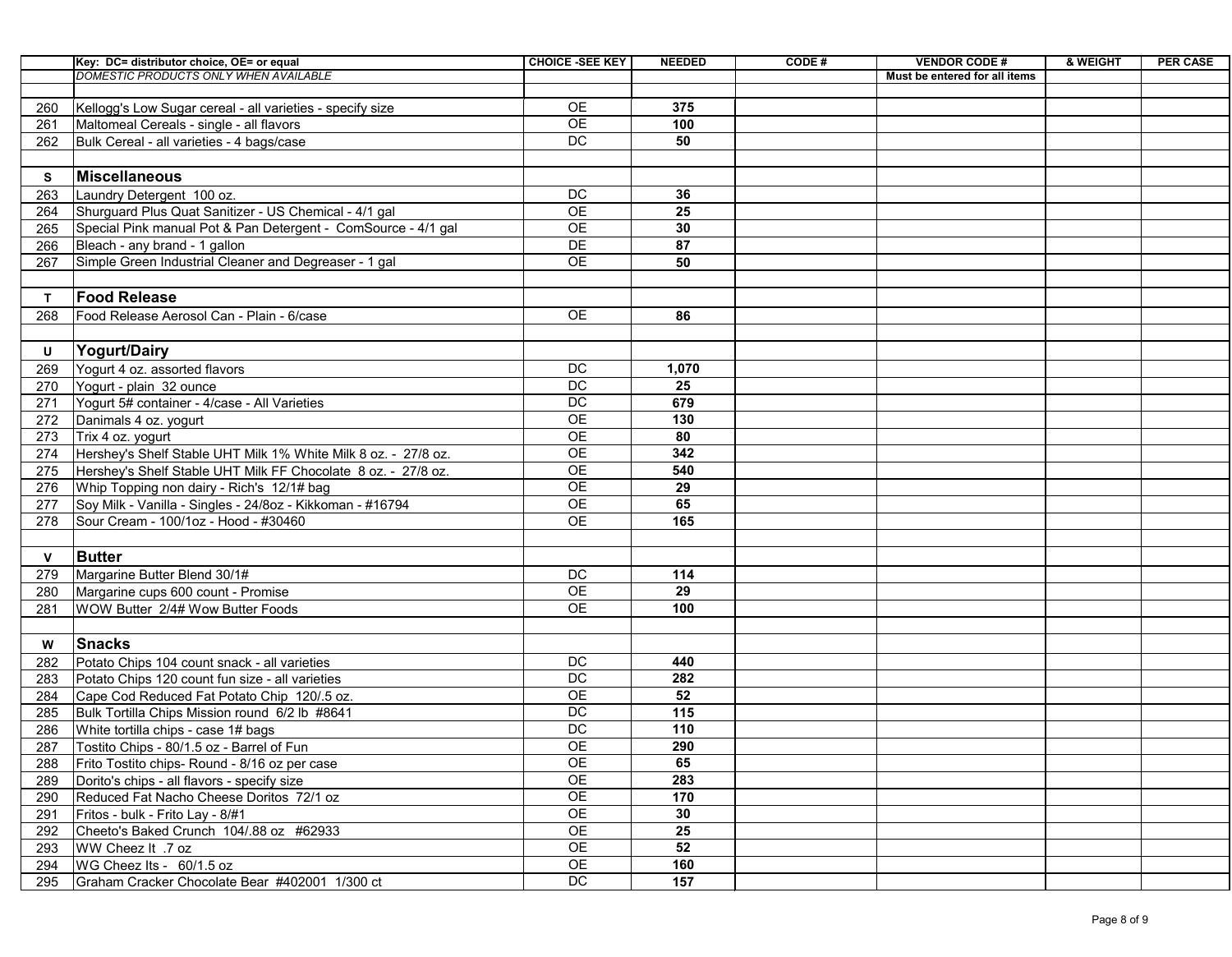| | Key: DC= distributor choice, OE= or equal | CHOICE -SEE KEY | NEEDED | CODE # | VENDOR CODE # | & WEIGHT | PER CASE |
|---|---|---|---|---|---|---|---|
| | *DOMESTIC PRODUCTS ONLY WHEN AVAILABLE* | | | | Must be entered for all items | | |
| | | | | | | | |
| 260 | Kellogg's Low Sugar cereal - all varieties - specify size | OE | 375 | | | | |
| 261 | Maltomeal Cereals - single - all flavors | OE | 100 | | | | |
| 262 | Bulk Cereal - all varieties - 4 bags/case | DC | 50 | | | | |
| | | | | | | | |
| S | **Miscellaneous** | | | | | | |
| 263 | Laundry Detergent 100 oz. | DC | 36 | | | | |
| 264 | Shurguard Plus Quat Sanitizer - US Chemical - 4/1 gal | OE | 25 | | | | |
| 265 | Special Pink manual Pot & Pan Detergent - ComSource - 4/1 gal | OE | 30 | | | | |
| 266 | Bleach - any brand - 1 gallon | DE | 87 | | | | |
| 267 | Simple Green Industrial Cleaner and Degreaser - 1 gal | OE | 50 | | | | |
| | | | | | | | |
| T | **Food Release** | | | | | | |
| 268 | Food Release Aerosol Can - Plain - 6/case | OE | 86 | | | | |
| | | | | | | | |
| U | **Yogurt/Dairy** | | | | | | |
| 269 | Yogurt 4 oz. assorted flavors | DC | 1,070 | | | | |
| 270 | Yogurt - plain 32 ounce | DC | 25 | | | | |
| 271 | Yogurt 5# container - 4/case - All Varieties | DC | 679 | | | | |
| 272 | Danimals 4 oz. yogurt | OE | 130 | | | | |
| 273 | Trix 4 oz. yogurt | OE | 80 | | | | |
| 274 | Hershey's Shelf Stable UHT Milk 1% White Milk 8 oz. - 27/8 oz. | OE | 342 | | | | |
| 275 | Hershey's Shelf Stable UHT Milk FF Chocolate 8 oz. - 27/8 oz. | OE | 540 | | | | |
| 276 | Whip Topping non dairy - Rich's 12/1# bag | OE | 29 | | | | |
| 277 | Soy Milk - Vanilla - Singles - 24/8oz - Kikkoman - #16794 | OE | 65 | | | | |
| 278 | Sour Cream - 100/1oz - Hood - #30460 | OE | 165 | | | | |
| | | | | | | | |
| V | **Butter** | | | | | | |
| 279 | Margarine Butter Blend 30/1# | DC | 114 | | | | |
| 280 | Margarine cups 600 count - Promise | OE | 29 | | | | |
| 281 | WOW Butter 2/4# Wow Butter Foods | OE | 100 | | | | |
| | | | | | | | |
| W | **Snacks** | | | | | | |
| 282 | Potato Chips 104 count snack - all varieties | DC | 440 | | | | |
| 283 | Potato Chips 120 count fun size - all varieties | DC | 282 | | | | |
| 284 | Cape Cod Reduced Fat Potato Chip 120/.5 oz. | OE | 52 | | | | |
| 285 | Bulk Tortilla Chips Mission round 6/2 lb #8641 | DC | 115 | | | | |
| 286 | White tortilla chips - case 1# bags | DC | 110 | | | | |
| 287 | Tostito Chips - 80/1.5 oz - Barrel of Fun | OE | 290 | | | | |
| 288 | Frito Tostito chips- Round - 8/16 oz per case | OE | 65 | | | | |
| 289 | Dorito's chips - all flavors - specify size | OE | 283 | | | | |
| 290 | Reduced Fat Nacho Cheese Doritos 72/1 oz | OE | 170 | | | | |
| 291 | Fritos - bulk - Frito Lay - 8/#1 | OE | 30 | | | | |
| 292 | Cheeto's Baked Crunch 104/.88 oz #62933 | OE | 25 | | | | |
| 293 | WW Cheez It .7 oz | OE | 52 | | | | |
| 294 | WG Cheez Its - 60/1.5 oz | OE | 160 | | | | |
| 295 | Graham Cracker Chocolate Bear #402001 1/300 ct | DC | 157 | | | | |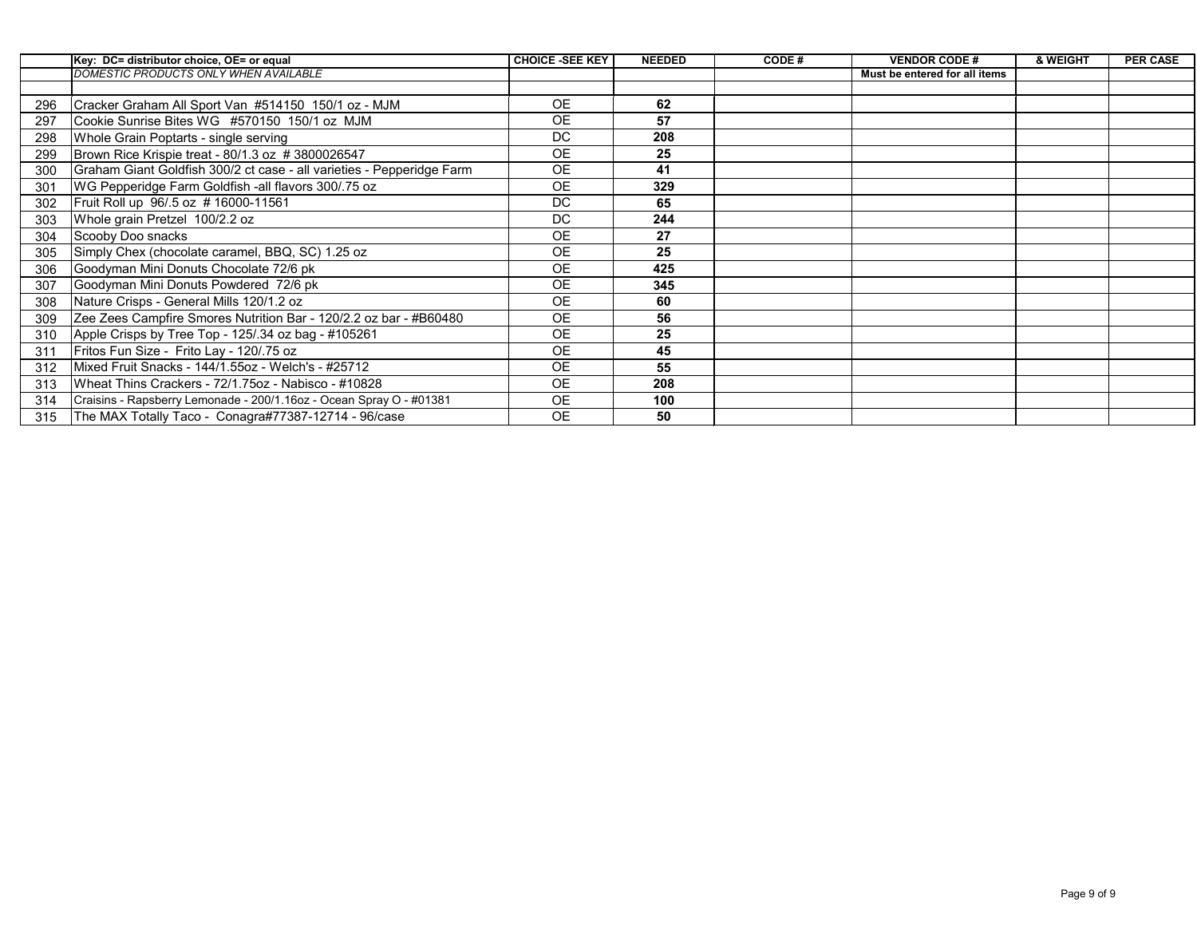| | Key: DC= distributor choice, OE= or equal | CHOICE -SEE KEY | NEEDED | CODE # | VENDOR CODE # | & WEIGHT | PER CASE |
|---|---|---|---|---|---|---|---|
| | *DOMESTIC PRODUCTS ONLY WHEN AVAILABLE* | | | | Must be entered for all items | | |
| | | | | | | | |
| 296 | Cracker Graham All Sport Van #514150 150/1 oz - MJM | OE | **62** | | | | |
| 297 | Cookie Sunrise Bites WG #570150 150/1 oz MJM | OE | **57** | | | | |
| 298 | Whole Grain Poptarts - single serving | DC | **208** | | | | |
| 299 | Brown Rice Krispie treat - 80/1.3 oz # 3800026547 | OE | **25** | | | | |
| 300 | Graham Giant Goldfish 300/2 ct case - all varieties - Pepperidge Farm | OE | **41** | | | | |
| 301 | WG Pepperidge Farm Goldfish -all flavors 300/.75 oz | OE | **329** | | | | |
| 302 | Fruit Roll up 96/.5 oz # 16000-11561 | DC | **65** | | | | |
| 303 | Whole grain Pretzel 100/2.2 oz | DC | **244** | | | | |
| 304 | Scooby Doo snacks | OE | **27** | | | | |
| 305 | Simply Chex (chocolate caramel, BBQ, SC) 1.25 oz | OE | **25** | | | | |
| 306 | Goodyman Mini Donuts Chocolate 72/6 pk | OE | **425** | | | | |
| 307 | Goodyman Mini Donuts Powdered 72/6 pk | OE | **345** | | | | |
| 308 | Nature Crisps - General Mills 120/1.2 oz | OE | **60** | | | | |
| 309 | Zee Zees Campfire Smores Nutrition Bar - 120/2.2 oz bar - #B60480 | OE | **56** | | | | |
| 310 | Apple Crisps by Tree Top - 125/.34 oz bag - #105261 | OE | **25** | | | | |
| 311 | Fritos Fun Size - Frito Lay - 120/.75 oz | OE | **45** | | | | |
| 312 | Mixed Fruit Snacks - 144/1.55oz - Welch's - #25712 | OE | **55** | | | | |
| 313 | Wheat Thins Crackers - 72/1.75oz - Nabisco - #10828 | OE | **208** | | | | |
| 314 | Craisins - Rapsberry Lemonade - 200/1.16oz - Ocean Spray O - #01381 | OE | **100** | | | | |
| 315 | The MAX Totally Taco - Conagra#77387-12714 - 96/case | OE | **50** | | | | |